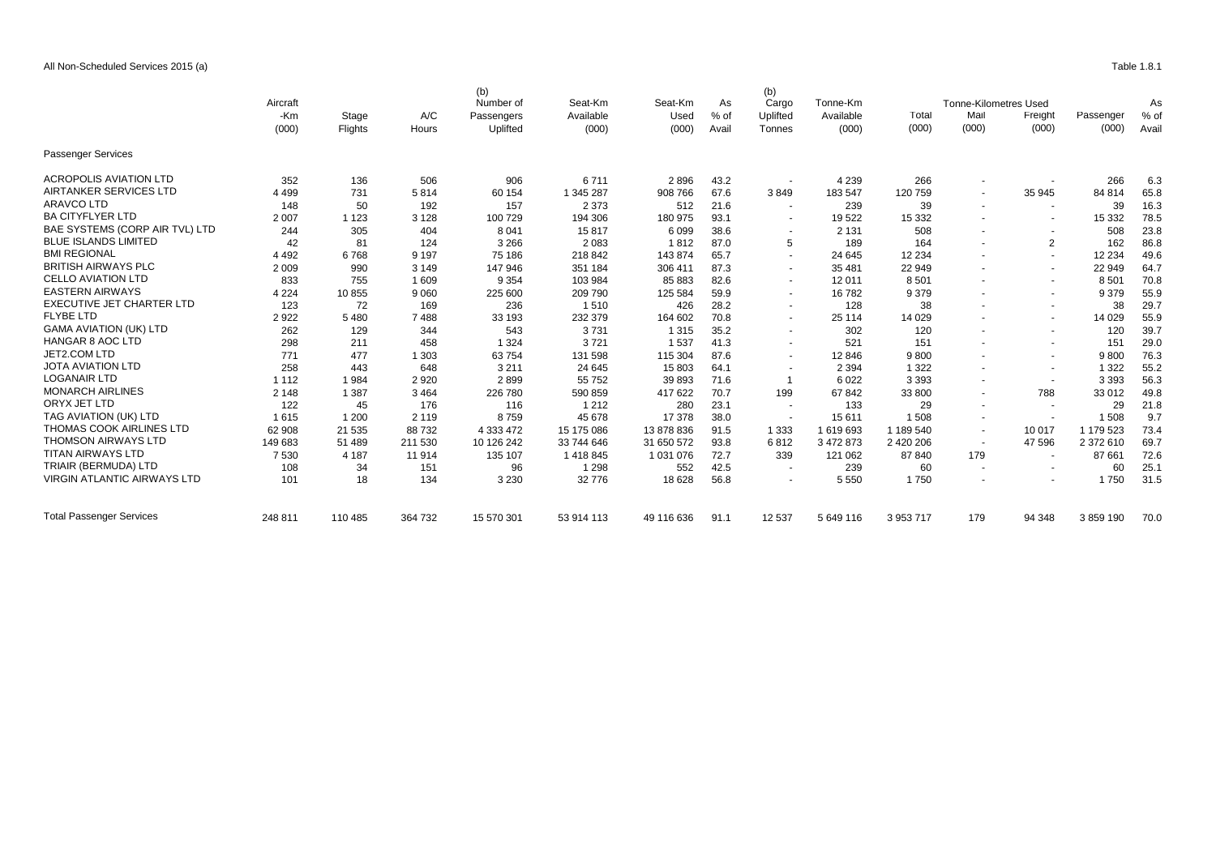All Non-Scheduled Services 2015 (a)

Table 1.8.1

| | Aircraft -Km (000) | Stage Flights | A/C Hours | (b) Number of Passengers Uplifted | Seat-Km Available (000) | Seat-Km Used (000) | As % of Avail | (b) Cargo Uplifted Tonnes | Tonne-Km Available (000) | Total (000) | Tonne-Kilometres Used Mail (000) | Freight (000) | Passenger (000) | As % of Avail |
|---|---|---|---|---|---|---|---|---|---|---|---|---|---|---|
| Passenger Services | | | | | | | | | | | | | | |
| ACROPOLIS AVIATION LTD | 352 | 136 | 506 | 906 | 6 711 | 2 896 | 43.2 | - | 4 239 | 266 | - | - | 266 | 6.3 |
| AIRTANKER SERVICES LTD | 4 499 | 731 | 5 814 | 60 154 | 1 345 287 | 908 766 | 67.6 | 3 849 | 183 547 | 120 759 | - | 35 945 | 84 814 | 65.8 |
| ARAVCO LTD | 148 | 50 | 192 | 157 | 2 373 | 512 | 21.6 | - | 239 | 39 | - | - | 39 | 16.3 |
| BA CITYFLYER LTD | 2 007 | 1 123 | 3 128 | 100 729 | 194 306 | 180 975 | 93.1 | - | 19 522 | 15 332 | - | - | 15 332 | 78.5 |
| BAE SYSTEMS (CORP AIR TVL) LTD | 244 | 305 | 404 | 8 041 | 15 817 | 6 099 | 38.6 | - | 2 131 | 508 | - | - | 508 | 23.8 |
| BLUE ISLANDS LIMITED | 42 | 81 | 124 | 3 266 | 2 083 | 1 812 | 87.0 | 5 | 189 | 164 | - | 2 | 162 | 86.8 |
| BMI REGIONAL | 4 492 | 6 768 | 9 197 | 75 186 | 218 842 | 143 874 | 65.7 | - | 24 645 | 12 234 | - | - | 12 234 | 49.6 |
| BRITISH AIRWAYS PLC | 2 009 | 990 | 3 149 | 147 946 | 351 184 | 306 411 | 87.3 | - | 35 481 | 22 949 | - | - | 22 949 | 64.7 |
| CELLO AVIATION LTD | 833 | 755 | 1 609 | 9 354 | 103 984 | 85 883 | 82.6 | - | 12 011 | 8 501 | - | - | 8 501 | 70.8 |
| EASTERN AIRWAYS | 4 224 | 10 855 | 9 060 | 225 600 | 209 790 | 125 584 | 59.9 | - | 16 782 | 9 379 | - | - | 9 379 | 55.9 |
| EXECUTIVE JET CHARTER LTD | 123 | 72 | 169 | 236 | 1 510 | 426 | 28.2 | - | 128 | 38 | - | - | 38 | 29.7 |
| FLYBE LTD | 2 922 | 5 480 | 7 488 | 33 193 | 232 379 | 164 602 | 70.8 | - | 25 114 | 14 029 | - | - | 14 029 | 55.9 |
| GAMA AVIATION (UK) LTD | 262 | 129 | 344 | 543 | 3 731 | 1 315 | 35.2 | - | 302 | 120 | - | - | 120 | 39.7 |
| HANGAR 8 AOC LTD | 298 | 211 | 458 | 1 324 | 3 721 | 1 537 | 41.3 | - | 521 | 151 | - | - | 151 | 29.0 |
| JET2.COM LTD | 771 | 477 | 1 303 | 63 754 | 131 598 | 115 304 | 87.6 | - | 12 846 | 9 800 | - | - | 9 800 | 76.3 |
| JOTA AVIATION LTD | 258 | 443 | 648 | 3 211 | 24 645 | 15 803 | 64.1 | - | 2 394 | 1 322 | - | - | 1 322 | 55.2 |
| LOGANAIR LTD | 1 112 | 1 984 | 2 920 | 2 899 | 55 752 | 39 893 | 71.6 | 1 | 6 022 | 3 393 | - | - | 3 393 | 56.3 |
| MONARCH AIRLINES | 2 148 | 1 387 | 3 464 | 226 780 | 590 859 | 417 622 | 70.7 | 199 | 67 842 | 33 800 | - | 788 | 33 012 | 49.8 |
| ORYX JET LTD | 122 | 45 | 176 | 116 | 1 212 | 280 | 23.1 | - | 133 | 29 | - | - | 29 | 21.8 |
| TAG AVIATION (UK) LTD | 1 615 | 1 200 | 2 119 | 8 759 | 45 678 | 17 378 | 38.0 | - | 15 611 | 1 508 | - | - | 1 508 | 9.7 |
| THOMAS COOK AIRLINES LTD | 62 908 | 21 535 | 88 732 | 4 333 472 | 15 175 086 | 13 878 836 | 91.5 | 1 333 | 1 619 693 | 1 189 540 | - | 10 017 | 1 179 523 | 73.4 |
| THOMSON AIRWAYS LTD | 149 683 | 51 489 | 211 530 | 10 126 242 | 33 744 646 | 31 650 572 | 93.8 | 6 812 | 3 472 873 | 2 420 206 | - | 47 596 | 2 372 610 | 69.7 |
| TITAN AIRWAYS LTD | 7 530 | 4 187 | 11 914 | 135 107 | 1 418 845 | 1 031 076 | 72.7 | 339 | 121 062 | 87 840 | 179 | - | 87 661 | 72.6 |
| TRIAIR (BERMUDA) LTD | 108 | 34 | 151 | 96 | 1 298 | 552 | 42.5 | - | 239 | 60 | - | - | 60 | 25.1 |
| VIRGIN ATLANTIC AIRWAYS LTD | 101 | 18 | 134 | 3 230 | 32 776 | 18 628 | 56.8 | - | 5 550 | 1 750 | - | - | 1 750 | 31.5 |
| Total Passenger Services | 248 811 | 110 485 | 364 732 | 15 570 301 | 53 914 113 | 49 116 636 | 91.1 | 12 537 | 5 649 116 | 3 953 717 | 179 | 94 348 | 3 859 190 | 70.0 |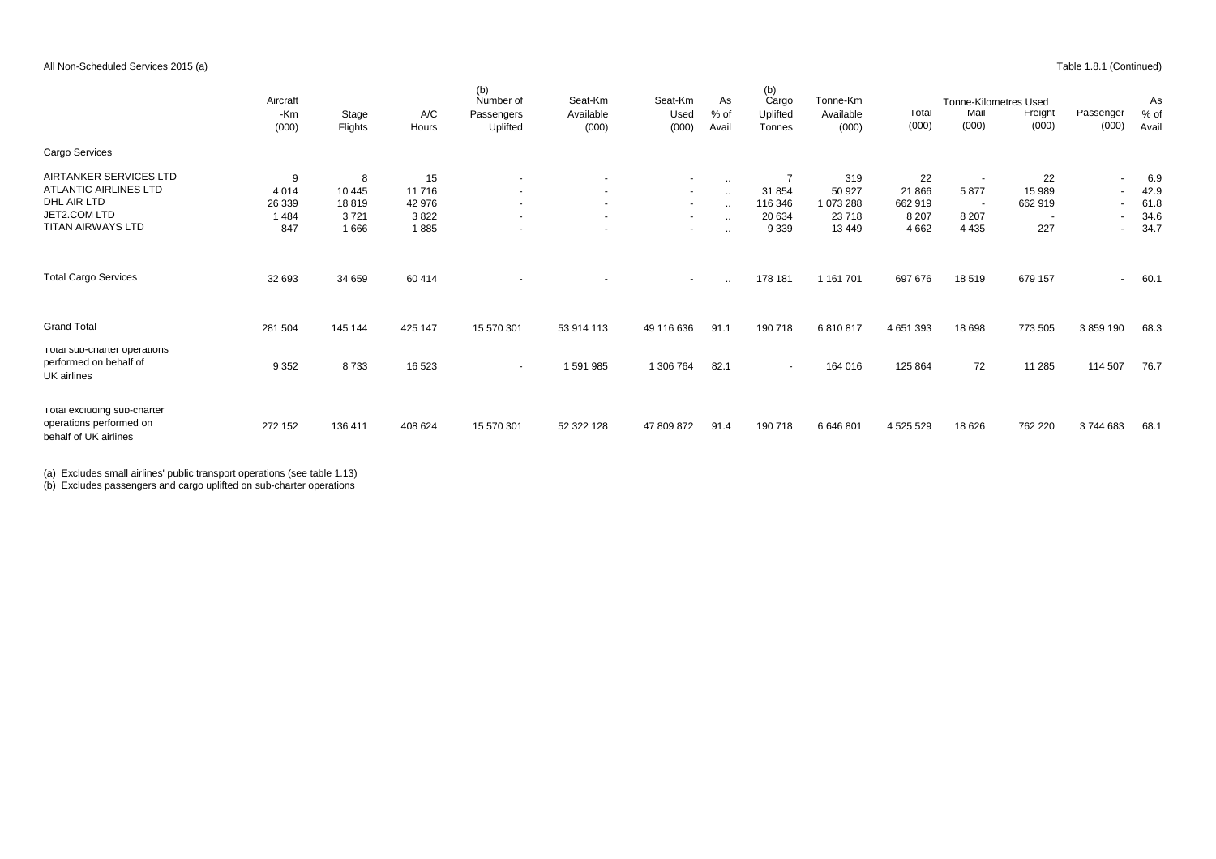All Non-Scheduled Services 2015 (a)

Table 1.8.1 (Continued)

| | Aircraft -Km (000) | Stage Flights | A/C Hours | (b) Number of Passengers Uplifted | Seat-Km Available (000) | Seat-Km Used (000) | As % of Avail | (b) Cargo Uplifted Tonnes | Tonne-Km Available (000) | Tonne-Kilometres Used Total (000) | Mail (000) | Freight (000) | Passenger (000) | As % of Avail |
|---|---|---|---|---|---|---|---|---|---|---|---|---|---|---|
| Cargo Services | | | | | | | | | | | | | | |
| AIRTANKER SERVICES LTD | 9 | 8 | 15 | - | - | - | .. | 7 | 319 | 22 | - | 22 | - | 6.9 |
| ATLANTIC AIRLINES LTD | 4 014 | 10 445 | 11 716 | - | - | - | .. | 31 854 | 50 927 | 21 866 | 5 877 | 15 989 | - | 42.9 |
| DHL AIR LTD | 26 339 | 18 819 | 42 976 | - | - | - | .. | 116 346 | 1 073 288 | 662 919 | - | 662 919 | - | 61.8 |
| JET2.COM LTD | 1 484 | 3 721 | 3 822 | - | - | - | .. | 20 634 | 23 718 | 8 207 | 8 207 | - | - | 34.6 |
| TITAN AIRWAYS LTD | 847 | 1 666 | 1 885 | - | - | - | .. | 9 339 | 13 449 | 4 662 | 4 435 | 227 | - | 34.7 |
| Total Cargo Services | 32 693 | 34 659 | 60 414 | - | - | - | .. | 178 181 | 1 161 701 | 697 676 | 18 519 | 679 157 | - | 60.1 |
| Grand Total | 281 504 | 145 144 | 425 147 | 15 570 301 | 53 914 113 | 49 116 636 | 91.1 | 190 718 | 6 810 817 | 4 651 393 | 18 698 | 773 505 | 3 859 190 | 68.3 |
| Total sub-charter operations performed on behalf of UK airlines | 9 352 | 8 733 | 16 523 | - | 1 591 985 | 1 306 764 | 82.1 | - | 164 016 | 125 864 | 72 | 11 285 | 114 507 | 76.7 |
| Total excluding sub-charter operations performed on behalf of UK airlines | 272 152 | 136 411 | 408 624 | 15 570 301 | 52 322 128 | 47 809 872 | 91.4 | 190 718 | 6 646 801 | 4 525 529 | 18 626 | 762 220 | 3 744 683 | 68.1 |

(a) Excludes small airlines' public transport operations (see table 1.13)
(b) Excludes passengers and cargo uplifted on sub-charter operations